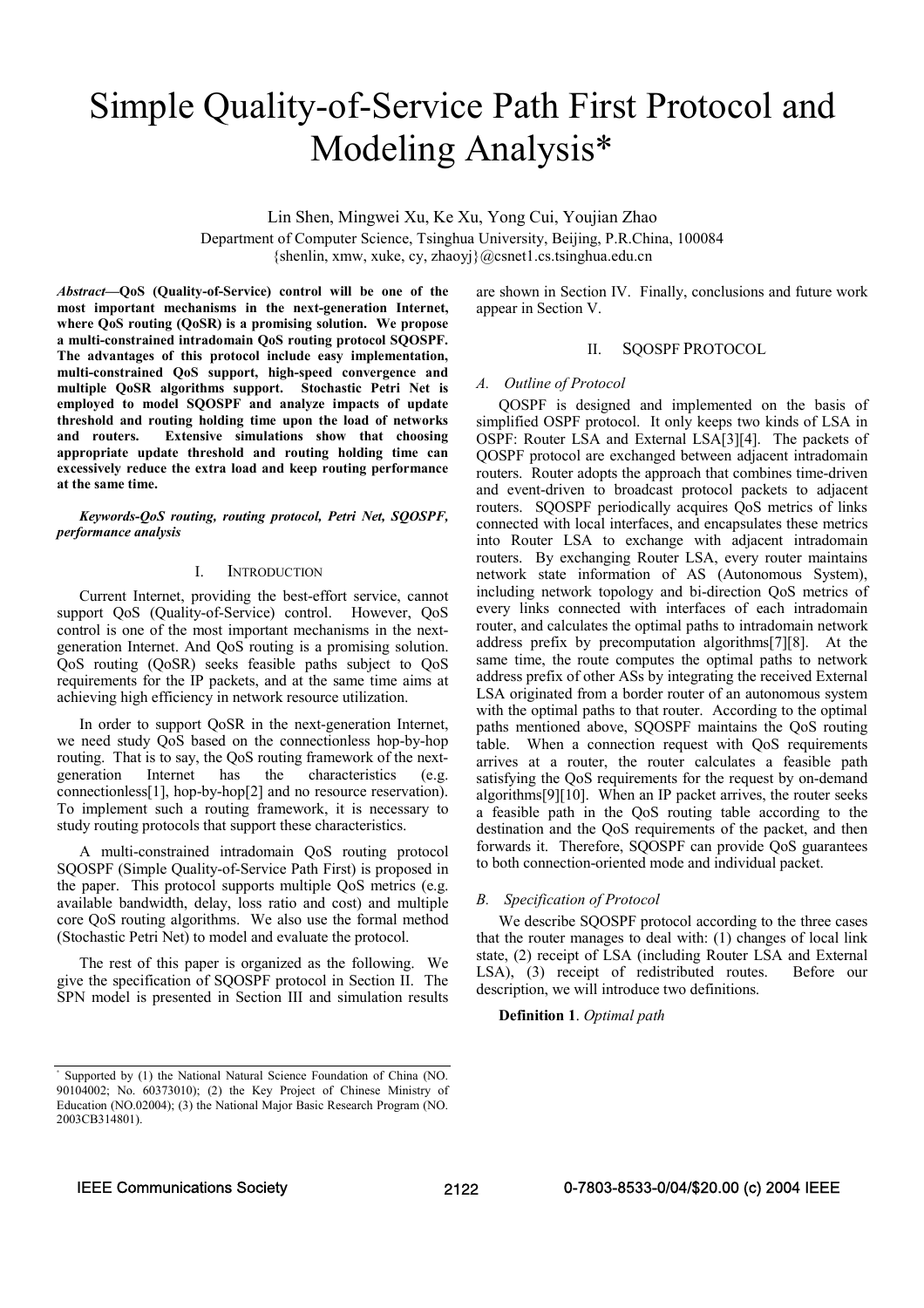# Simple Quality-of-Service Path First Protocol and Modeling Analysis*

Lin Shen, Mingwei Xu, Ke Xu, Yong Cui, Youjian Zhao

Department of Computer Science, Tsinghua University, Beijing, P.R.China, 100084

{shenlin, xmw, xuke, cy, zhaoyj}@csnet1.cs.tsinghua.edu.cn

***Abstract*—QoS (Quality-of-Service) control will be one of the most important mechanisms in the next-generation Internet, where QoS routing (QoSR) is a promising solution. We propose a multi-constrained intradomain QoS routing protocol SQOSPF. The advantages of this protocol include easy implementation, multi-constrained QoS support, high-speed convergence and multiple QoSR algorithms support. Stochastic Petri Net is employed to model SQOSPF and analyze impacts of update threshold and routing holding time upon the load of networks and routers. Extensive simulations show that choosing appropriate update threshold and routing holding time can excessively reduce the extra load and keep routing performance at the same time.**

***Keywords-QoS routing, routing protocol, Petri Net, SQOSPF, performance analysis***

## I. INTRODUCTION

Current Internet, providing the best-effort service, cannot support QoS (Quality-of-Service) control. However, QoS control is one of the most important mechanisms in the next-generation Internet. And QoS routing is a promising solution. QoS routing (QoSR) seeks feasible paths subject to QoS requirements for the IP packets, and at the same time aims at achieving high efficiency in network resource utilization.

In order to support QoSR in the next-generation Internet, we need study QoS based on the connectionless hop-by-hop routing. That is to say, the QoS routing framework of the next-generation Internet has the characteristics (e.g. connectionless[1], hop-by-hop[2] and no resource reservation). To implement such a routing framework, it is necessary to study routing protocols that support these characteristics.

A multi-constrained intradomain QoS routing protocol SQOSPF (Simple Quality-of-Service Path First) is proposed in the paper. This protocol supports multiple QoS metrics (e.g. available bandwidth, delay, loss ratio and cost) and multiple core QoS routing algorithms. We also use the formal method (Stochastic Petri Net) to model and evaluate the protocol.

The rest of this paper is organized as the following. We give the specification of SQOSPF protocol in Section II. The SPN model is presented in Section III and simulation results are shown in Section IV. Finally, conclusions and future work appear in Section V.

## II. SQOSPF PROTOCOL

### *A. Outline of Protocol*

QOSPF is designed and implemented on the basis of simplified OSPF protocol. It only keeps two kinds of LSA in OSPF: Router LSA and External LSA[3][4]. The packets of QOSPF protocol are exchanged between adjacent intradomain routers. Router adopts the approach that combines time-driven and event-driven to broadcast protocol packets to adjacent routers. SQOSPF periodically acquires QoS metrics of links connected with local interfaces, and encapsulates these metrics into Router LSA to exchange with adjacent intradomain routers. By exchanging Router LSA, every router maintains network state information of AS (Autonomous System), including network topology and bi-direction QoS metrics of every links connected with interfaces of each intradomain router, and calculates the optimal paths to intradomain network address prefix by precomputation algorithms[7][8]. At the same time, the route computes the optimal paths to network address prefix of other ASs by integrating the received External LSA originated from a border router of an autonomous system with the optimal paths to that router. According to the optimal paths mentioned above, SQOSPF maintains the QoS routing table. When a connection request with QoS requirements arrives at a router, the router calculates a feasible path satisfying the QoS requirements for the request by on-demand algorithms[9][10]. When an IP packet arrives, the router seeks a feasible path in the QoS routing table according to the destination and the QoS requirements of the packet, and then forwards it. Therefore, SQOSPF can provide QoS guarantees to both connection-oriented mode and individual packet.

### *B. Specification of Protocol*

We describe SQOSPF protocol according to the three cases that the router manages to deal with: (1) changes of local link state, (2) receipt of LSA (including Router LSA and External LSA), (3) receipt of redistributed routes. Before our description, we will introduce two definitions.

**Definition 1**. *Optimal path*

---

* Supported by (1) the National Natural Science Foundation of China (NO. 90104002; No. 60373010); (2) the Key Project of Chinese Ministry of Education (NO.02004); (3) the National Major Basic Research Program (NO. 2003CB314801).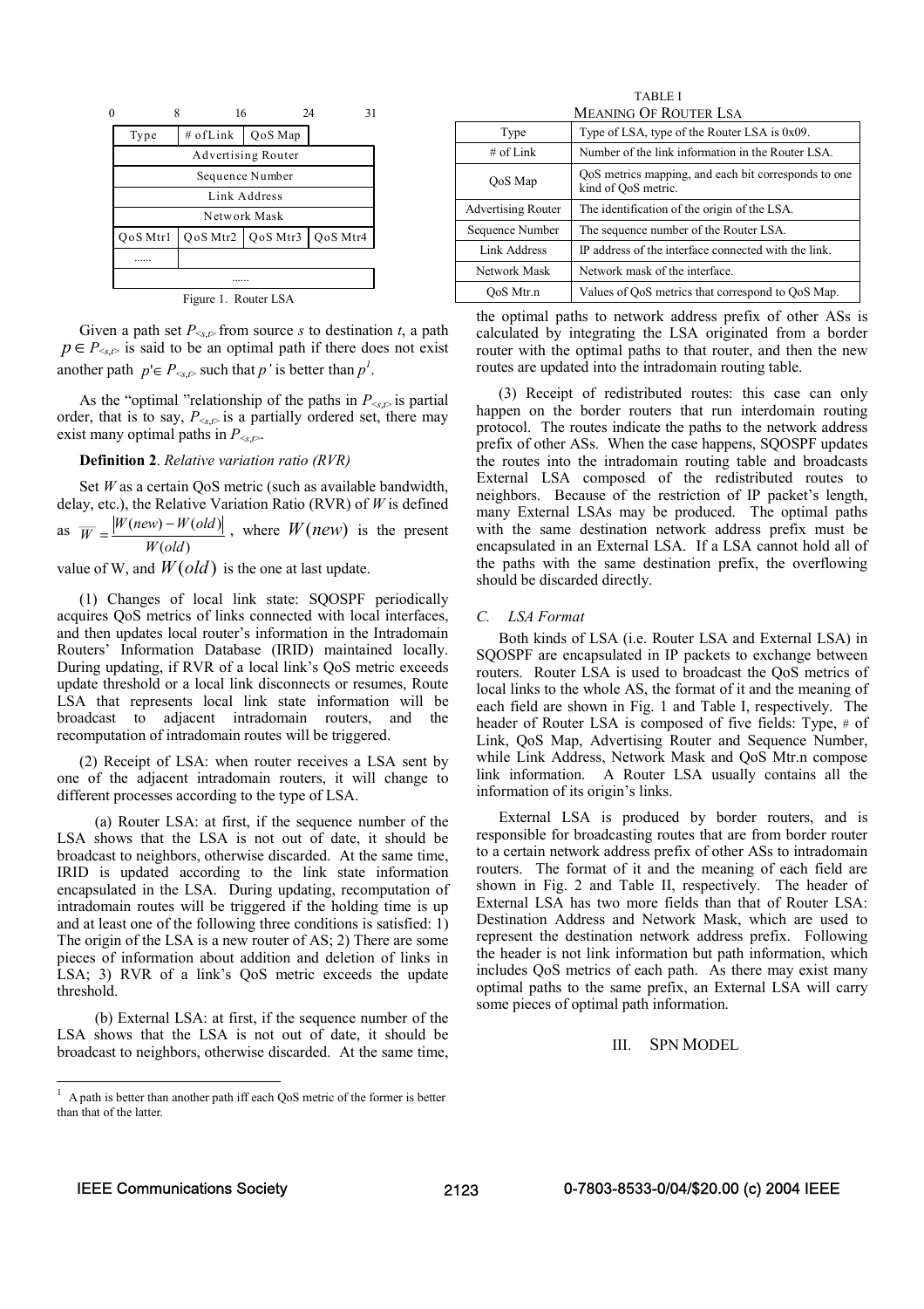| 0 | 8 | 16 | 24 | 31 |
|---|---|---|---|---|
| Type | # of Link | QoS Map | | |
| Advertising Router | | | | |
| Sequence Number | | | | |
| Link Address | | | | |
| Network Mask | | | | |
| QoS Mtr1 | QoS Mtr2 | QoS Mtr3 | QoS Mtr4 | |
| ...... | | | | |
| ...... | | | | |

Figure 1. Router LSA

Given a path set $P_{<s,t>}$ from source $s$ to destination $t$, a path $p \in P_{<s,t>}$ is said to be an optimal path if there does not exist another path $p' \in P_{<s,t>}$ such that $p'$ is better than $p$[1].

As the "optimal "relationship of the paths in $P_{<s,t>}$ is partial order, that is to say, $P_{<s,t>}$ is a partially ordered set, there may exist many optimal paths in $P_{<s,t>}$.

**Definition 2**. *Relative variation ratio (RVR)*

Set $W$ as a certain QoS metric (such as available bandwidth, delay, etc.), the Relative Variation Ratio (RVR) of $W$ is defined as $\overline{W} = \frac{|W(new) - W(old)|}{W(old)}$, where $W(new)$ is the present value of W, and $W(old)$ is the one at last update.

(1) Changes of local link state: SQOSPF periodically acquires QoS metrics of links connected with local interfaces, and then updates local router's information in the Intradomain Routers' Information Database (IRID) maintained locally. During updating, if RVR of a local link's QoS metric exceeds update threshold or a local link disconnects or resumes, Route LSA that represents local link state information will be broadcast to adjacent intradomain routers, and the recomputation of intradomain routes will be triggered.

(2) Receipt of LSA: when router receives a LSA sent by one of the adjacent intradomain routers, it will change to different processes according to the type of LSA.

(a) Router LSA: at first, if the sequence number of the LSA shows that the LSA is not out of date, it should be broadcast to neighbors, otherwise discarded. At the same time, IRID is updated according to the link state information encapsulated in the LSA. During updating, recomputation of intradomain routes will be triggered if the holding time is up and at least one of the following three conditions is satisfied: 1) The origin of the LSA is a new router of AS; 2) There are some pieces of information about addition and deletion of links in LSA; 3) RVR of a link's QoS metric exceeds the update threshold.

(b) External LSA: at first, if the sequence number of the LSA shows that the LSA is not out of date, it should be broadcast to neighbors, otherwise discarded. At the same time, the optimal paths to network address prefix of other ASs is calculated by integrating the LSA originated from a border router with the optimal paths to that router, and then the new routes are updated into the intradomain routing table.

(3) Receipt of redistributed routes: this case can only happen on the border routers that run interdomain routing protocol. The routes indicate the paths to the network address prefix of other ASs. When the case happens, SQOSPF updates the routes into the intradomain routing table and broadcasts External LSA composed of the redistributed routes to neighbors. Because of the restriction of IP packet's length, many External LSAs may be produced. The optimal paths with the same destination network address prefix must be encapsulated in an External LSA. If a LSA cannot hold all of the paths with the same destination prefix, the overflowing should be discarded directly.

[1] A path is better than another path iff each QoS metric of the former is better than that of the latter.

TABLE I
MEANING OF ROUTER LSA

| Type | Type of LSA, type of the Router LSA is 0x09. |
|---|---|
| # of Link | Number of the link information in the Router LSA. |
| QoS Map | QoS metrics mapping, and each bit corresponds to one kind of QoS metric. |
| Advertising Router | The identification of the origin of the LSA. |
| Sequence Number | The sequence number of the Router LSA. |
| Link Address | IP address of the interface connected with the link. |
| Network Mask | Network mask of the interface. |
| QoS Mtr.n | Values of QoS metrics that correspond to QoS Map. |

### C. LSA Format

Both kinds of LSA (i.e. Router LSA and External LSA) in SQOSPF are encapsulated in IP packets to exchange between routers. Router LSA is used to broadcast the QoS metrics of local links to the whole AS, the format of it and the meaning of each field are shown in Fig. 1 and Table I, respectively. The header of Router LSA is composed of five fields: Type, # of Link, QoS Map, Advertising Router and Sequence Number, while Link Address, Network Mask and QoS Mtr.n compose link information. A Router LSA usually contains all the information of its origin's links.

External LSA is produced by border routers, and is responsible for broadcasting routes that are from border router to a certain network address prefix of other ASs to intradomain routers. The format of it and the meaning of each field are shown in Fig. 2 and Table II, respectively. The header of External LSA has two more fields than that of Router LSA: Destination Address and Network Mask, which are used to represent the destination network address prefix. Following the header is not link information but path information, which includes QoS metrics of each path. As there may exist many optimal paths to the same prefix, an External LSA will carry some pieces of optimal path information.

## III. SPN MODEL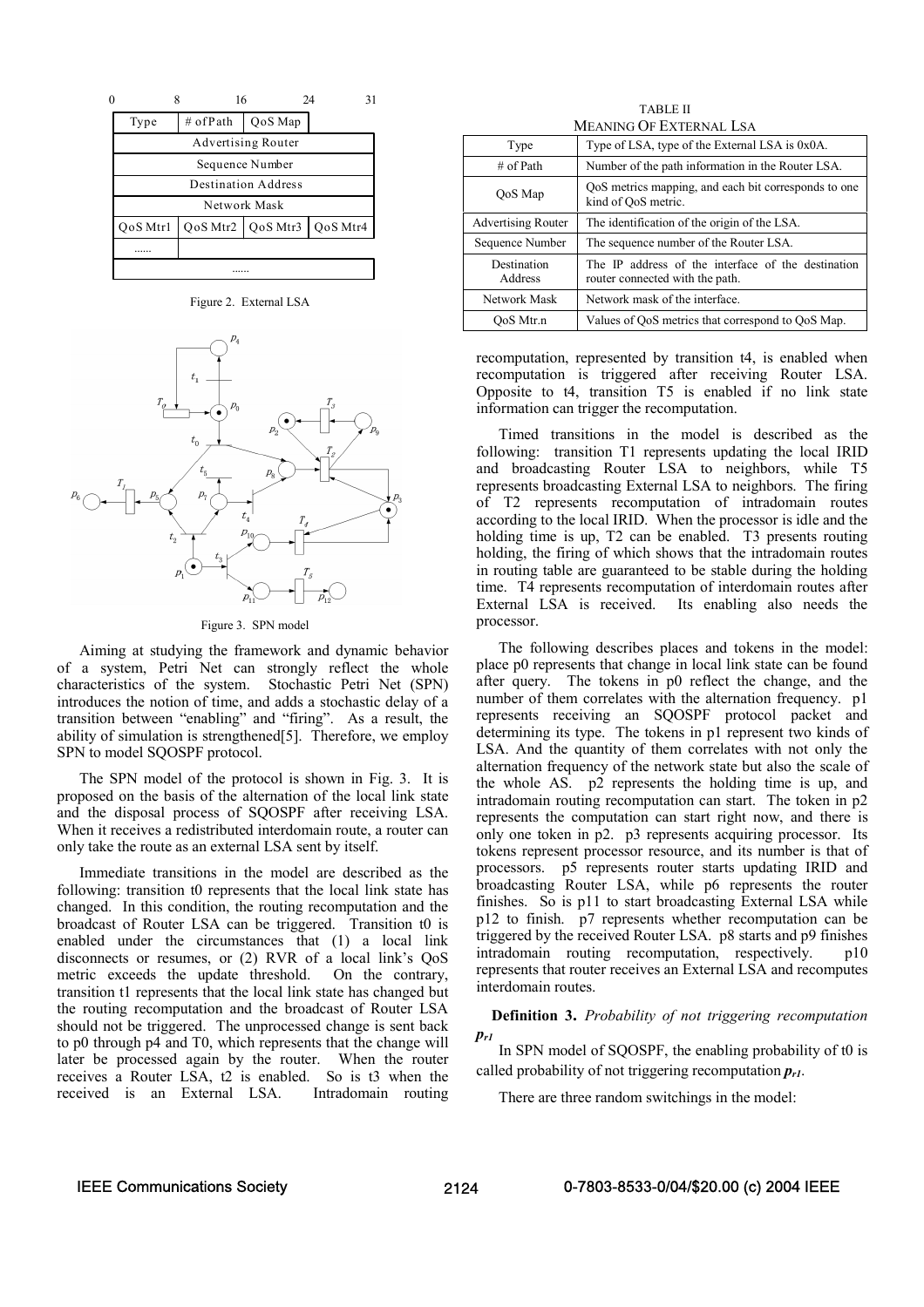| 0 | 8 | 16 | 24 | 31 |
|---|---|---|---|---|
| Type | # of Path | QoS Map | | |
| Advertising Router | | | | |
| Sequence Number | | | | |
| Destination Address | | | | |
| Network Mask | | | | |
| QoS Mtr1 | QoS Mtr2 | QoS Mtr3 | QoS Mtr4 | |
| ...... | | | | |
| ...... | | | | |

Figure 2. External LSA

Figure 3. SPN model

Aiming at studying the framework and dynamic behavior of a system, Petri Net can strongly reflect the whole characteristics of the system. Stochastic Petri Net (SPN) introduces the notion of time, and adds a stochastic delay of a transition between "enabling" and "firing". As a result, the ability of simulation is strengthened[5]. Therefore, we employ SPN to model SQOSPF protocol.

The SPN model of the protocol is shown in Fig. 3. It is proposed on the basis of the alternation of the local link state and the disposal process of SQOSPF after receiving LSA. When it receives a redistributed interdomain route, a router can only take the route as an external LSA sent by itself.

Immediate transitions in the model are described as the following: transition t0 represents that the local link state has changed. In this condition, the routing recomputation and the broadcast of Router LSA can be triggered. Transition t0 is enabled under the circumstances that (1) a local link disconnects or resumes, or (2) RVR of a local link's QoS metric exceeds the update threshold. On the contrary, transition t1 represents that the local link state has changed but the routing recomputation and the broadcast of Router LSA should not be triggered. The unprocessed change is sent back to p0 through p4 and T0, which represents that the change will later be processed again by the router. When the router receives a Router LSA, t2 is enabled. So is t3 when the received is an External LSA. Intradomain routing recomputation, represented by transition t4, is enabled when recomputation is triggered after receiving Router LSA. Opposite to t4, transition T5 is enabled if no link state information can trigger the recomputation.

TABLE II
MEANING OF EXTERNAL LSA

| Type | Type of LSA, type of the External LSA is 0x0A. |
|---|---|
| # of Path | Number of the path information in the Router LSA. |
| QoS Map | QoS metrics mapping, and each bit corresponds to one kind of QoS metric. |
| Advertising Router | The identification of the origin of the LSA. |
| Sequence Number | The sequence number of the Router LSA. |
| Destination Address | The IP address of the interface of the destination router connected with the path. |
| Network Mask | Network mask of the interface. |
| QoS Mtr.n | Values of QoS metrics that correspond to QoS Map. |

Timed transitions in the model is described as the following: transition T1 represents updating the local IRID and broadcasting Router LSA to neighbors, while T5 represents broadcasting External LSA to neighbors. The firing of T2 represents recomputation of intradomain routes according to the local IRID. When the processor is idle and the holding time is up, T2 can be enabled. T3 presents routing holding, the firing of which shows that the intradomain routes in routing table are guaranteed to be stable during the holding time. T4 represents recomputation of interdomain routes after External LSA is received. Its enabling also needs the processor.

The following describes places and tokens in the model: place p0 represents that change in local link state can be found after query. The tokens in p0 reflect the change, and the number of them correlates with the alternation frequency. p1 represents receiving an SQOSPF protocol packet and determining its type. The tokens in p1 represent two kinds of LSA. And the quantity of them correlates with not only the alternation frequency of the network state but also the scale of the whole AS. p2 represents the holding time is up, and intradomain routing recomputation can start. The token in p2 represents the computation can start right now, and there is only one token in p2. p3 represents acquiring processor. Its tokens represent processor resource, and its number is that of processors. p5 represents router starts updating IRID and broadcasting Router LSA, while p6 represents the router finishes. So is p11 to start broadcasting External LSA while p12 to finish. p7 represents whether recomputation can be triggered by the received Router LSA. p8 starts and p9 finishes intradomain routing recomputation, respectively. p10 represents that router receives an External LSA and recomputes interdomain routes.

**Definition 3.** *Probability of not triggering recomputation* $p_{r1}$

In SPN model of SQOSPF, the enabling probability of t0 is called probability of not triggering recomputation $p_{r1}$.

There are three random switchings in the model: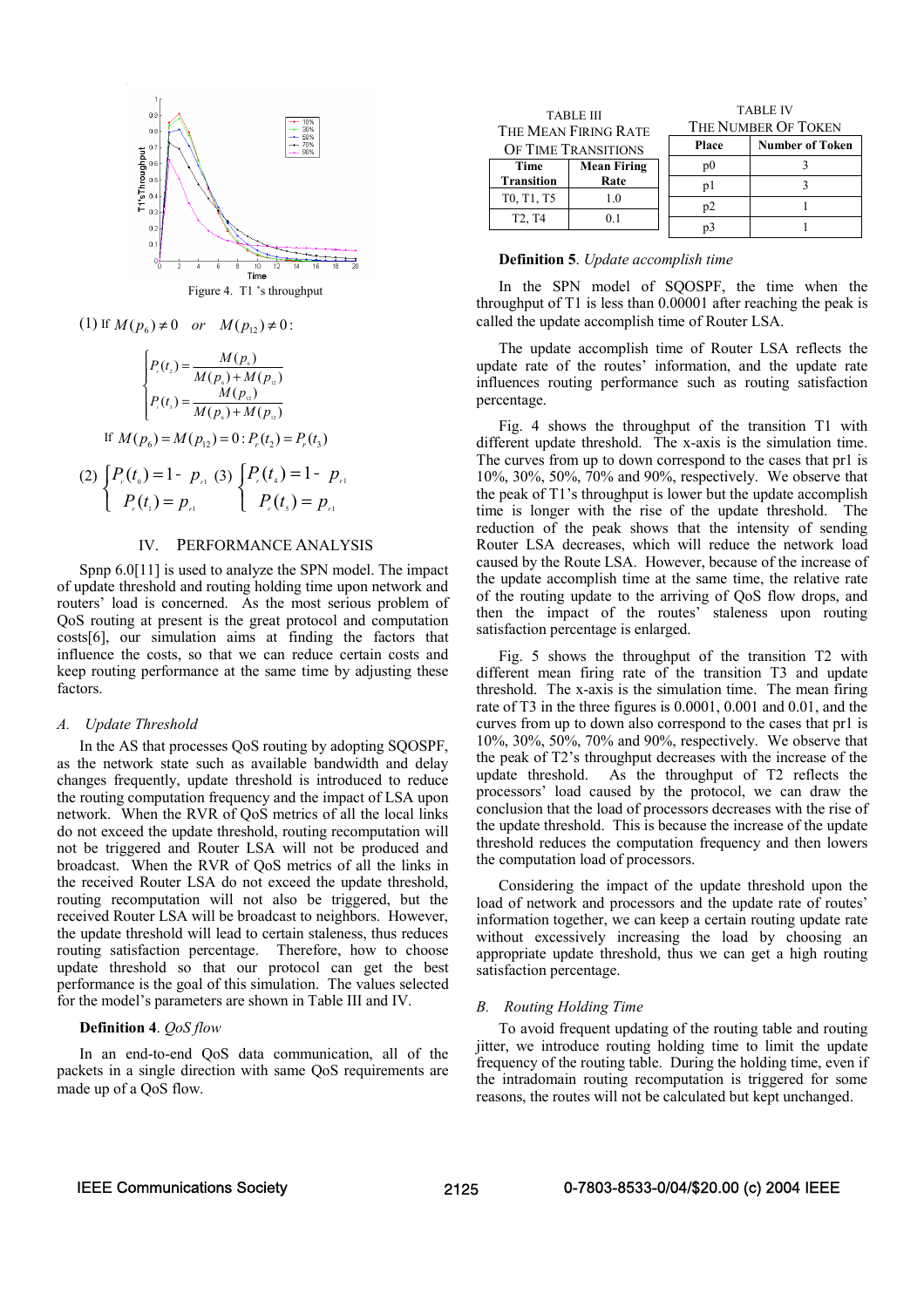Figure 4. T1 's throughput

(1) If $M(p_6) \neq 0 \quad or \quad M(p_{12}) \neq 0$:

$$\begin{cases} P_r(t_2) = \dfrac{M(p_6)}{M(p_6)+M(p_{12})} \\ P_r(t_3) = \dfrac{M(p_{12})}{M(p_6)+M(p_{12})} \end{cases}$$

If $M(p_6) = M(p_{12}) = 0 : P_r(t_2) = P_r(t_3)$

(2) $\begin{cases} P_r(t_0) = 1 - p_{r1} \\ P_r(t_1) = p_{r1} \end{cases}$ (3) $\begin{cases} P_r(t_4) = 1 - p_{r1} \\ P_r(t_5) = p_{r1} \end{cases}$

## IV. PERFORMANCE ANALYSIS

Spnp 6.0[11] is used to analyze the SPN model. The impact of update threshold and routing holding time upon network and routers' load is concerned. As the most serious problem of QoS routing at present is the great protocol and computation costs[6], our simulation aims at finding the factors that influence the costs, so that we can reduce certain costs and keep routing performance at the same time by adjusting these factors.

### A. Update Threshold

In the AS that processes QoS routing by adopting SQOSPF, as the network state such as available bandwidth and delay changes frequently, update threshold is introduced to reduce the routing computation frequency and the impact of LSA upon network. When the RVR of QoS metrics of all the local links do not exceed the update threshold, routing recomputation will not be triggered and Router LSA will not be produced and broadcast. When the RVR of QoS metrics of all the links in the received Router LSA do not exceed the update threshold, routing recomputation will not also be triggered, but the received Router LSA will be broadcast to neighbors. However, the update threshold will lead to certain staleness, thus reduces routing satisfaction percentage. Therefore, how to choose update threshold so that our protocol can get the best performance is the goal of this simulation. The values selected for the model's parameters are shown in Table III and IV.

**Definition 4**. *QoS flow*

In an end-to-end QoS data communication, all of the packets in a single direction with same QoS requirements are made up of a QoS flow.

TABLE III
THE MEAN FIRING RATE OF TIME TRANSITIONS

| Time Transition | Mean Firing Rate |
|---|---|
| T0, T1, T5 | 1.0 |
| T2, T4 | 0.1 |

TABLE IV
THE NUMBER OF TOKEN

| Place | Number of Token |
|---|---|
| p0 | 3 |
| p1 | 3 |
| p2 | 1 |
| p3 | 1 |

**Definition 5**. *Update accomplish time*

In the SPN model of SQOSPF, the time when the throughput of T1 is less than 0.00001 after reaching the peak is called the update accomplish time of Router LSA.

The update accomplish time of Router LSA reflects the update rate of the routes' information, and the update rate influences routing performance such as routing satisfaction percentage.

Fig. 4 shows the throughput of the transition T1 with different update threshold. The x-axis is the simulation time. The curves from up to down correspond to the cases that pr1 is 10%, 30%, 50%, 70% and 90%, respectively. We observe that the peak of T1's throughput is lower but the update accomplish time is longer with the rise of the update threshold. The reduction of the peak shows that the intensity of sending Router LSA decreases, which will reduce the network load caused by the Route LSA. However, because of the increase of the update accomplish time at the same time, the relative rate of the routing update to the arriving of QoS flow drops, and then the impact of the routes' staleness upon routing satisfaction percentage is enlarged.

Fig. 5 shows the throughput of the transition T2 with different mean firing rate of the transition T3 and update threshold. The x-axis is the simulation time. The mean firing rate of T3 in the three figures is 0.0001, 0.001 and 0.01, and the curves from up to down also correspond to the cases that pr1 is 10%, 30%, 50%, 70% and 90%, respectively. We observe that the peak of T2's throughput decreases with the increase of the update threshold. As the throughput of T2 reflects the processors' load caused by the protocol, we can draw the conclusion that the load of processors decreases with the rise of the update threshold. This is because the increase of the update threshold reduces the computation frequency and then lowers the computation load of processors.

Considering the impact of the update threshold upon the load of network and processors and the update rate of routes' information together, we can keep a certain routing update rate without excessively increasing the load by choosing an appropriate update threshold, thus we can get a high routing satisfaction percentage.

### B. Routing Holding Time

To avoid frequent updating of the routing table and routing jitter, we introduce routing holding time to limit the update frequency of the routing table. During the holding time, even if the intradomain routing recomputation is triggered for some reasons, the routes will not be calculated but kept unchanged.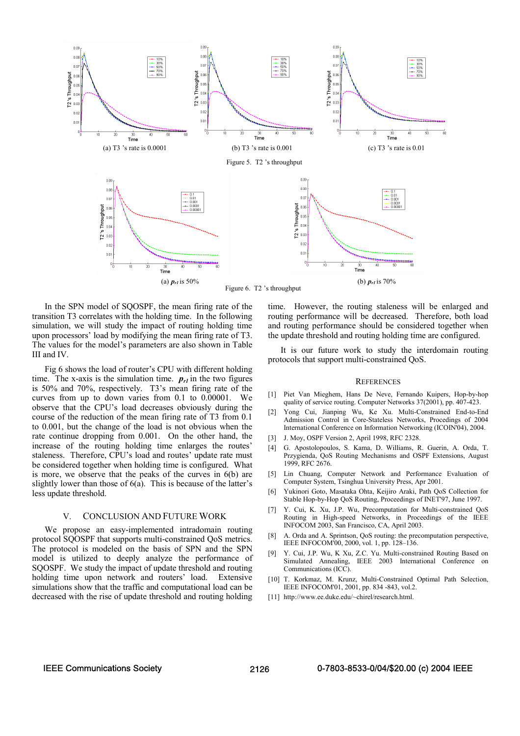0.09
0.08
0.07
0.06
0.05
0.04
0.03
0.02
0.01
0
T2's Throughput
0 10 20 30 40 50 60
Time
10%
30%
50%
70%
90%

(a) T3 's rate is 0.0001

0.09
0.08
0.07
0.06
0.05
0.04
0.03
0.02
0.01
0
T2's Throughput
0 10 20 30 40 50 60
Time
10%
30%
50%
70%
90%

(b) T3 's rate is 0.001

0.09
0.08
0.07
0.06
0.05
0.04
0.03
0.02
0.01
0
T2's Throughput
0 10 20 30 40 50 60
Time
10%
30%
50%
70%
90%

(c) T3 's rate is 0.01

Figure 5. T2 's throughput

0.09
0.08
0.07
0.06
0.05
0.04
0.03
0.02
0.01
0
T2's Throughput
0 10 20 30 40 50 60
Time
0.1
0.01
0.001
0.0001
0.00001

(a) $p_{r1}$ is 50%

0.09
0.08
0.07
0.06
0.05
0.04
0.03
0.02
0.01
0
T2's Throughput
0 10 20 30 40 50 60
Time
0.1
0.01
0.001
0.0001
0.00001

(b) $p_{r1}$ is 70%

Figure 6. T2 's throughput

In the SPN model of SQOSPF, the mean firing rate of the transition T3 correlates with the holding time. In the following simulation, we will study the impact of routing holding time upon processors' load by modifying the mean firing rate of T3. The values for the model's parameters are also shown in Table III and IV.

Fig 6 shows the load of router's CPU with different holding time. The x-axis is the simulation time. $p_{r1}$ in the two figures is 50% and 70%, respectively. T3's mean firing rate of the curves from up to down varies from 0.1 to 0.00001. We observe that the CPU's load decreases obviously during the course of the reduction of the mean firing rate of T3 from 0.1 to 0.001, but the change of the load is not obvious when the rate continue dropping from 0.001. On the other hand, the increase of the routing holding time enlarges the routes' staleness. Therefore, CPU's load and routes' update rate must be considered together when holding time is configured. What is more, we observe that the peaks of the curves in 6(b) are slightly lower than those of 6(a). This is because of the latter's less update threshold.

## V. CONCLUSION AND FUTURE WORK

We propose an easy-implemented intradomain routing protocol SQOSPF that supports multi-constrained QoS metrics. The protocol is modeled on the basis of SPN and the SPN model is utilized to deeply analyze the performance of SQOSPF. We study the impact of update threshold and routing holding time upon network and routers' load. Extensive simulations show that the traffic and computational load can be decreased with the rise of update threshold and routing holding time. However, the routing staleness will be enlarged and routing performance will be decreased. Therefore, both load and routing performance should be considered together when the update threshold and routing holding time are configured.

It is our future work to study the interdomain routing protocols that support multi-constrained QoS.

## REFERENCES

[1] Piet Van Mieghem, Hans De Neve, Fernando Kuipers, Hop-by-hop quality of service routing. Computer Networks 37(2001), pp. 407-423.

[2] Yong Cui, Jianping Wu, Ke Xu. Multi-Constrained End-to-End Admission Control in Core-Stateless Networks, Procedings of 2004 International Conference on Information Networking (ICOIN'04), 2004.

[3] J. Moy, OSPF Version 2, April 1998, RFC 2328.

[4] G. Apostolopoulos, S. Kama, D. Williams, R. Guerin, A. Orda, T. Przygienda, QoS Routing Mechanisms and OSPF Extensions, August 1999, RFC 2676.

[5] Lin Chuang, Computer Network and Performance Evaluation of Computer System, Tsinghua University Press, Apr 2001.

[6] Yukinori Goto, Masataka Ohta, Keijiro Araki, Path QoS Collection for Stable Hop-by-Hop QoS Routing, Proceedings of INET'97, June 1997.

[7] Y. Cui, K. Xu, J.P. Wu, Precomputation for Multi-constrained QoS Routing in High-speed Networks, in Proceedings of the IEEE INFOCOM 2003, San Francisco, CA, April 2003.

[8] A. Orda and A. Sprintson, QoS routing: the precomputation perspective, IEEE INFOCOM'00, 2000, vol. 1, pp. 128–136.

[9] Y. Cui, J.P. Wu, K Xu, Z.C. Yu. Multi-constrained Routing Based on Simulated Annealing, IEEE 2003 International Conference on Communications (ICC).

[10] T. Korkmaz, M. Krunz, Multi-Constrained Optimal Path Selection, IEEE INFOCOM'01, 2001, pp. 834 -843, vol.2.

[11] http://www.ee.duke.edu/~chirel/research.html.